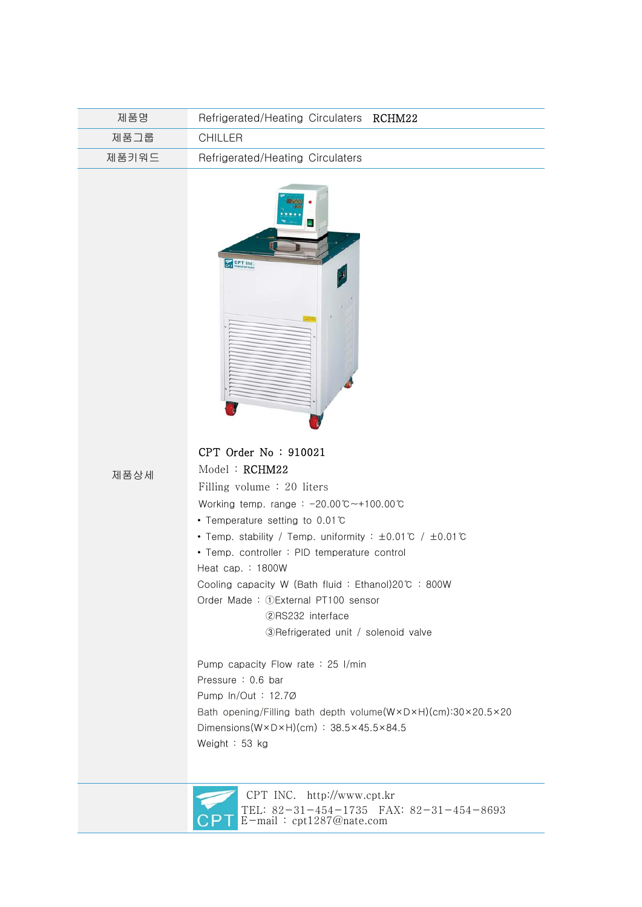| 제품명 | Refrigerated/Heating Circulaters RCHM22 |
|---|---|
| 제품그룹 | CHILLER |
| 제품키워드 | Refrigerated/Heating Circulaters |
| 제품상세 | CPT Order No : 910021<br>Model : RCHM22<br>Filling volume : 20 liters<br>Working temp. range : -20.00℃~+100.00℃<br>• Temperature setting to 0.01℃<br>• Temp. stability / Temp. uniformity : ±0.01℃ / ±0.01℃<br>• Temp. controller : PID temperature control<br>Heat cap. : 1800W<br>Cooling capacity W (Bath fluid : Ethanol)20℃ : 800W<br>Order Made : ①External PT100 sensor<br>②RS232 interface<br>③Refrigerated unit / solenoid valve<br><br>Pump capacity Flow rate : 25 l/min<br>Pressure : 0.6 bar<br>Pump In/Out : 12.7Ø<br>Bath opening/Filling bath depth volume(W×D×H)(cm):30×20.5×20<br>Dimensions(W×D×H)(cm) : 38.5×45.5×84.5<br>Weight : 53 kg |
| | CPT INC. http://www.cpt.kr<br>TEL: 82-31-454-1735 FAX: 82-31-454-8693<br>E-mail : cpt1287@nate.com |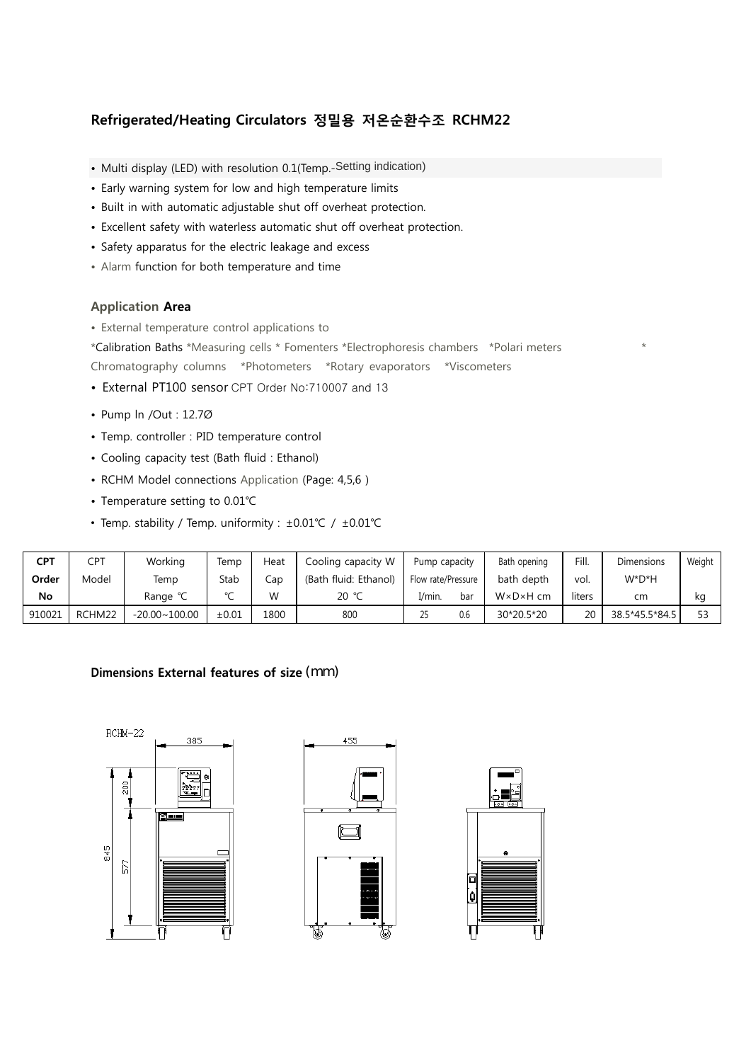## Refrigerated/Heating Circulators 정밀용 저온순환수조 RCHM22

- Multi display (LED) with resolution 0.1(Temp.-Setting indication)
- Early warning system for low and high temperature limits
- Built in with automatic adjustable shut off overheat protection.
- Excellent safety with waterless automatic shut off overheat protection.
- Safety apparatus for the electric leakage and excess
- Alarm function for both temperature and time

### Application Area

- External temperature control applications to

*Calibration Baths *Measuring cells * Fomenters *Electrophoresis chambers *Polari meters * Chromatography columns *Photometers *Rotary evaporators *Viscometers

- External PT100 sensor CPT Order No:710007 and 13
- Pump In /Out : 12.7Ø
- Temp. controller : PID temperature control
- Cooling capacity test (Bath fluid : Ethanol)
- RCHM Model connections Application (Page: 4,5,6 )
- Temperature setting to 0.01℃
- Temp. stability / Temp. uniformity : ±0.01℃ / ±0.01℃

| CPT Order No | CPT Model | Working Temp Range ℃ | Temp Stab ℃ | Heat Cap W | Cooling capacity W (Bath fluid: Ethanol) 20 ℃ | Pump capacity Flow rate/Pressure l/min. | bar | Bath opening bath depth W×D×H cm | Fill. vol. liters | Dimensions W*D*H cm | Weight kg |
|---|---|---|---|---|---|---|---|---|---|---|---|
| 910021 | RCHM22 | -20.00~100.00 | ±0.01 | 1800 | 800 | 25 | 0.6 | 30*20.5*20 | 20 | 38.5*45.5*84.5 | 53 |

### Dimensions External features of size (mm)

RCHM-22

385

455

200

845

577